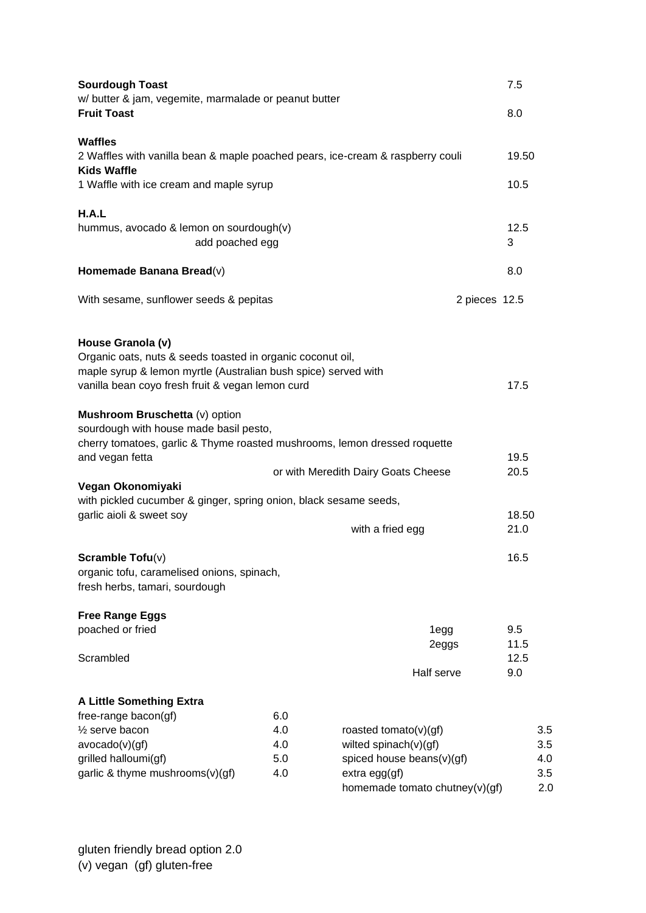**Sourdough Toast** 7.5
w/ butter & jam, vegemite, marmalade or peanut butter

**Fruit Toast** 8.0

**Waffles**
2 Waffles with vanilla bean & maple poached pears, ice-cream & raspberry couli 19.50

**Kids Waffle**
1 Waffle with ice cream and maple syrup 10.5

**H.A.L**
hummus, avocado & lemon on sourdough(v) 12.5
add poached egg 3

**Homemade Banana Bread**(v) 8.0

With sesame, sunflower seeds & pepitas 2 pieces 12.5

**House Granola (v)**
Organic oats, nuts & seeds toasted in organic coconut oil,
maple syrup & lemon myrtle (Australian bush spice) served with
vanilla bean coyo fresh fruit & vegan lemon curd 17.5

**Mushroom Bruschetta** (v) option
sourdough with house made basil pesto,
cherry tomatoes, garlic & Thyme roasted mushrooms, lemon dressed roquette
and vegan fetta 19.5
or with Meredith Dairy Goats Cheese 20.5

**Vegan Okonomiyaki**
with pickled cucumber & ginger, spring onion, black sesame seeds,
garlic aioli & sweet soy 18.50
with a fried egg 21.0

**Scramble Tofu**(v) 16.5
organic tofu, caramelised onions, spinach,
fresh herbs, tamari, sourdough

**Free Range Eggs**

| | | |
|---|---|---|
| poached or fried | 1egg | 9.5 |
| | 2eggs | 11.5 |
| Scrambled | | 12.5 |
| | Half serve | 9.0 |

**A Little Something Extra**

| | | | |
|---|---|---|---|
| free-range bacon(gf) | 6.0 | | |
| ½ serve bacon | 4.0 | roasted tomato(v)(gf) | 3.5 |
| avocado(v)(gf) | 4.0 | wilted spinach(v)(gf) | 3.5 |
| grilled halloumi(gf) | 5.0 | spiced house beans(v)(gf) | 4.0 |
| garlic & thyme mushrooms(v)(gf) | 4.0 | extra egg(gf) | 3.5 |
| | | homemade tomato chutney(v)(gf) | 2.0 |

gluten friendly bread option 2.0
(v) vegan (gf) gluten-free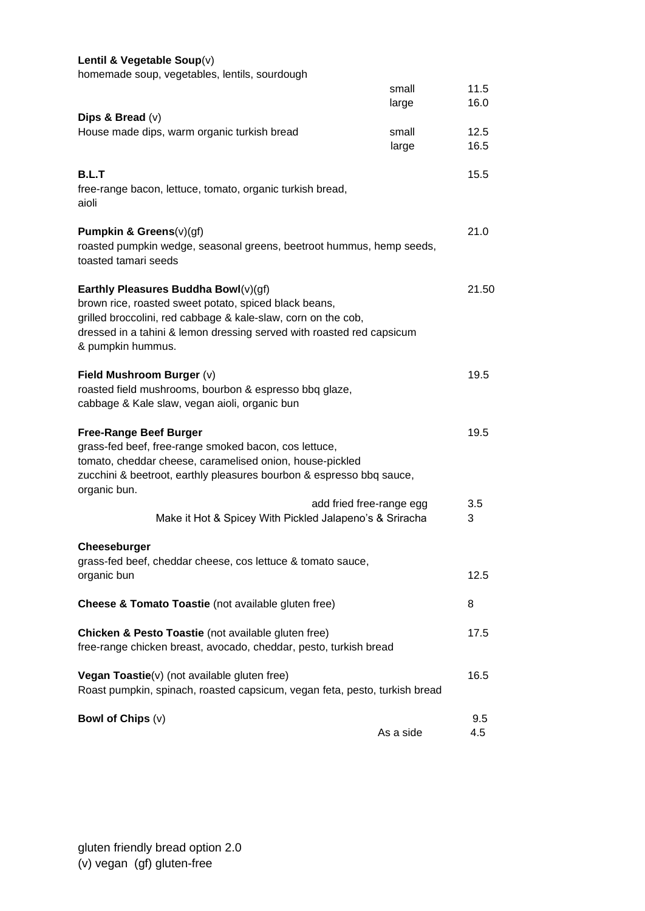**Lentil & Vegetable Soup**(v)
homemade soup, vegetables, lentils, sourdough

| | | |
|---|---|---|
| | small | 11.5 |
| | large | 16.0 |

**Dips & Bread** (v)

| | | |
|---|---|---|
| House made dips, warm organic turkish bread | small | 12.5 |
| | large | 16.5 |

**B.L.T** 15.5
free-range bacon, lettuce, tomato, organic turkish bread, aioli

**Pumpkin & Greens**(v)(gf) 21.0
roasted pumpkin wedge, seasonal greens, beetroot hummus, hemp seeds, toasted tamari seeds

**Earthly Pleasures Buddha Bowl**(v)(gf) 21.50
brown rice, roasted sweet potato, spiced black beans, grilled broccolini, red cabbage & kale-slaw, corn on the cob, dressed in a tahini & lemon dressing served with roasted red capsicum & pumpkin hummus.

**Field Mushroom Burger** (v) 19.5
roasted field mushrooms, bourbon & espresso bbq glaze, cabbage & Kale slaw, vegan aioli, organic bun

**Free-Range Beef Burger** 19.5
grass-fed beef, free-range smoked bacon, cos lettuce, tomato, cheddar cheese, caramelised onion, house-pickled zucchini & beetroot, earthly pleasures bourbon & espresso bbq sauce, organic bun.

| | |
|---|---|
| add fried free-range egg | 3.5 |
| Make it Hot & Spicey With Pickled Jalapeno's & Sriracha | 3 |

**Cheeseburger**
grass-fed beef, cheddar cheese, cos lettuce & tomato sauce, organic bun 12.5

**Cheese & Tomato Toastie** (not available gluten free) 8

**Chicken & Pesto Toastie** (not available gluten free) 17.5
free-range chicken breast, avocado, cheddar, pesto, turkish bread

**Vegan Toastie**(v) (not available gluten free) 16.5
Roast pumpkin, spinach, roasted capsicum, vegan feta, pesto, turkish bread

**Bowl of Chips** (v) 9.5
As a side 4.5

gluten friendly bread option 2.0
(v) vegan (gf) gluten-free